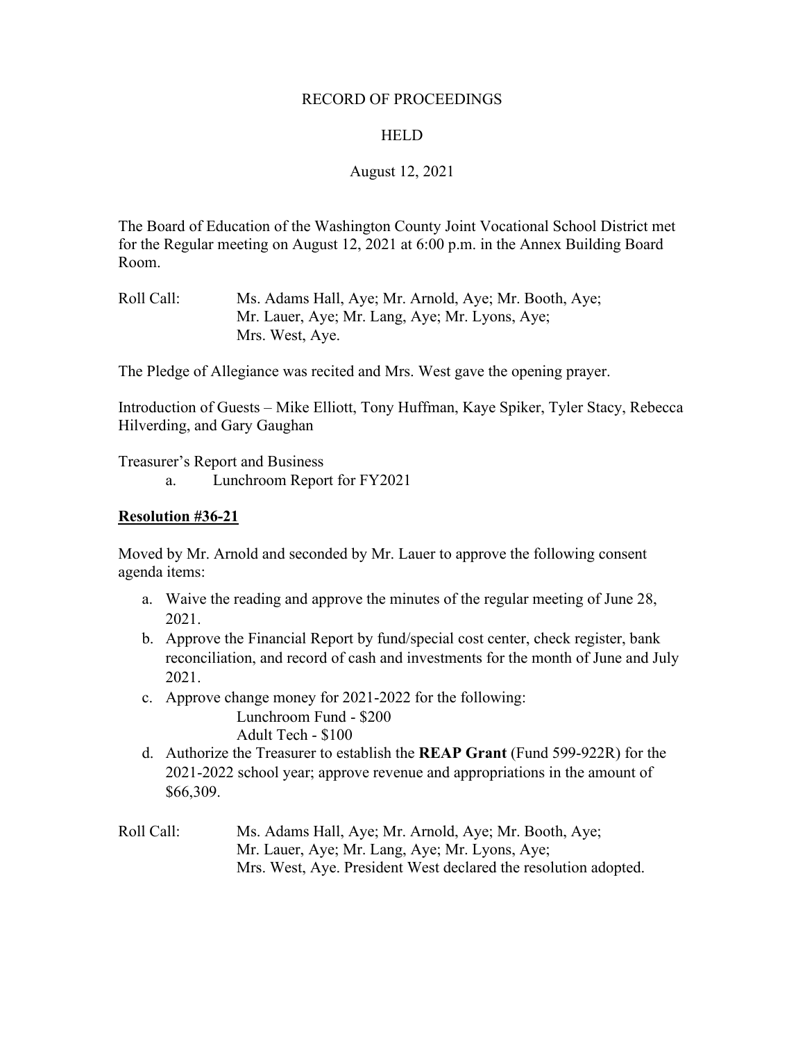RECORD OF PROCEEDINGS

HELD

August 12, 2021

The Board of Education of the Washington County Joint Vocational School District met for the Regular meeting on August 12, 2021 at 6:00 p.m. in the Annex Building Board Room.

Roll Call: Ms. Adams Hall, Aye; Mr. Arnold, Aye; Mr. Booth, Aye; Mr. Lauer, Aye; Mr. Lang, Aye; Mr. Lyons, Aye; Mrs. West, Aye.

The Pledge of Allegiance was recited and Mrs. West gave the opening prayer.

Introduction of Guests – Mike Elliott, Tony Huffman, Kaye Spiker, Tyler Stacy, Rebecca Hilverding, and Gary Gaughan

Treasurer's Report and Business

a. Lunchroom Report for FY2021

**Resolution #36-21**

Moved by Mr. Arnold and seconded by Mr. Lauer to approve the following consent agenda items:

a. Waive the reading and approve the minutes of the regular meeting of June 28, 2021.
b. Approve the Financial Report by fund/special cost center, check register, bank reconciliation, and record of cash and investments for the month of June and July 2021.
c. Approve change money for 2021-2022 for the following:
   Lunchroom Fund - $200
   Adult Tech - $100
d. Authorize the Treasurer to establish the **REAP Grant** (Fund 599-922R) for the 2021-2022 school year; approve revenue and appropriations in the amount of $66,309.

Roll Call: Ms. Adams Hall, Aye; Mr. Arnold, Aye; Mr. Booth, Aye; Mr. Lauer, Aye; Mr. Lang, Aye; Mr. Lyons, Aye; Mrs. West, Aye. President West declared the resolution adopted.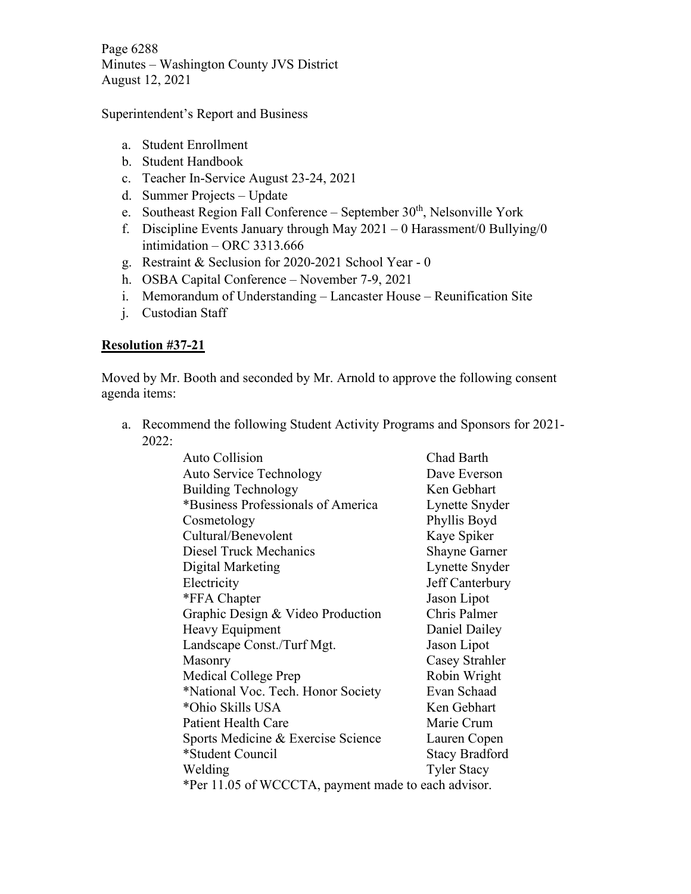Superintendent's Report and Business

a. Student Enrollment
b. Student Handbook
c. Teacher In-Service August 23-24, 2021
d. Summer Projects – Update
e. Southeast Region Fall Conference – September 30th, Nelsonville York
f. Discipline Events January through May 2021 – 0 Harassment/0 Bullying/0 intimidation – ORC 3313.666
g. Restraint & Seclusion for 2020-2021 School Year - 0
h. OSBA Capital Conference – November 7-9, 2021
i. Memorandum of Understanding – Lancaster House – Reunification Site
j. Custodian Staff

**Resolution #37-21**

Moved by Mr. Booth and seconded by Mr. Arnold to approve the following consent agenda items:

a. Recommend the following Student Activity Programs and Sponsors for 2021-2022:

| | |
|---|---|
| Auto Collision | Chad Barth |
| Auto Service Technology | Dave Everson |
| Building Technology | Ken Gebhart |
| *Business Professionals of America | Lynette Snyder |
| Cosmetology | Phyllis Boyd |
| Cultural/Benevolent | Kaye Spiker |
| Diesel Truck Mechanics | Shayne Garner |
| Digital Marketing | Lynette Snyder |
| Electricity | Jeff Canterbury |
| *FFA Chapter | Jason Lipot |
| Graphic Design & Video Production | Chris Palmer |
| Heavy Equipment | Daniel Dailey |
| Landscape Const./Turf Mgt. | Jason Lipot |
| Masonry | Casey Strahler |
| Medical College Prep | Robin Wright |
| *National Voc. Tech. Honor Society | Evan Schaad |
| *Ohio Skills USA | Ken Gebhart |
| Patient Health Care | Marie Crum |
| Sports Medicine & Exercise Science | Lauren Copen |
| *Student Council | Stacy Bradford |
| Welding | Tyler Stacy |

*Per 11.05 of WCCCTA, payment made to each advisor.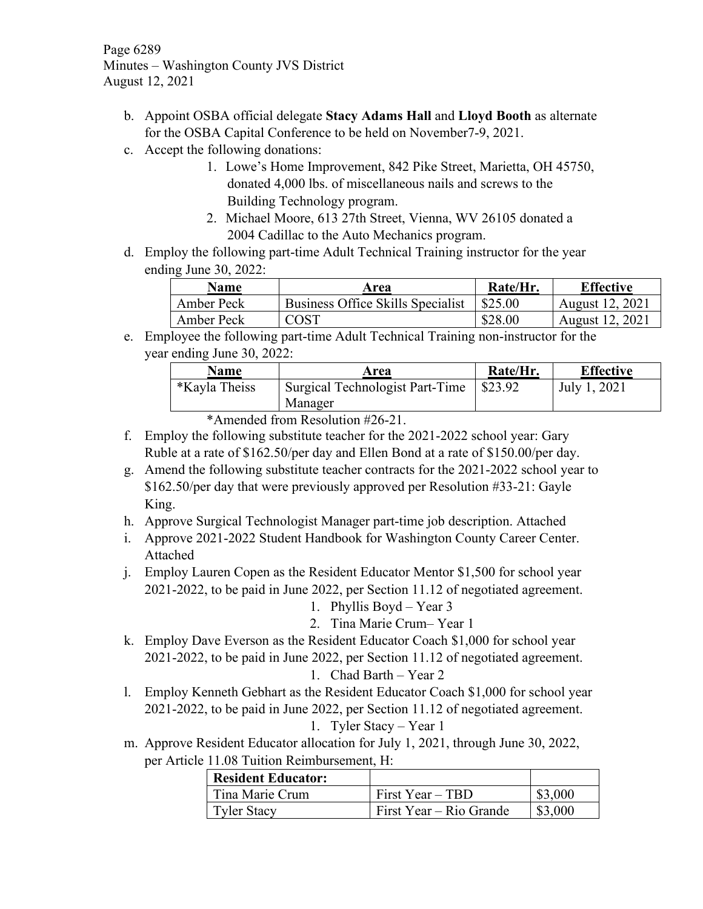b. Appoint OSBA official delegate **Stacy Adams Hall** and **Lloyd Booth** as alternate for the OSBA Capital Conference to be held on November7-9, 2021.

c. Accept the following donations:
   1. Lowe's Home Improvement, 842 Pike Street, Marietta, OH 45750, donated 4,000 lbs. of miscellaneous nails and screws to the Building Technology program.
   2. Michael Moore, 613 27th Street, Vienna, WV 26105 donated a 2004 Cadillac to the Auto Mechanics program.

d. Employ the following part-time Adult Technical Training instructor for the year ending June 30, 2022:

| Name | Area | Rate/Hr. | Effective |
|---|---|---|---|
| Amber Peck | Business Office Skills Specialist | $25.00 | August 12, 2021 |
| Amber Peck | COST | $28.00 | August 12, 2021 |

e. Employee the following part-time Adult Technical Training non-instructor for the year ending June 30, 2022:

| Name | Area | Rate/Hr. | Effective |
|---|---|---|---|
| *Kayla Theiss | Surgical Technologist Part-Time Manager | $23.92 | July 1, 2021 |

*Amended from Resolution #26-21.

f. Employ the following substitute teacher for the 2021-2022 school year: Gary Ruble at a rate of $162.50/per day and Ellen Bond at a rate of $150.00/per day.

g. Amend the following substitute teacher contracts for the 2021-2022 school year to $162.50/per day that were previously approved per Resolution #33-21: Gayle King.

h. Approve Surgical Technologist Manager part-time job description. Attached

i. Approve 2021-2022 Student Handbook for Washington County Career Center. Attached

j. Employ Lauren Copen as the Resident Educator Mentor $1,500 for school year 2021-2022, to be paid in June 2022, per Section 11.12 of negotiated agreement.
   1. Phyllis Boyd – Year 3
   2. Tina Marie Crum– Year 1

k. Employ Dave Everson as the Resident Educator Coach $1,000 for school year 2021-2022, to be paid in June 2022, per Section 11.12 of negotiated agreement.
   1. Chad Barth – Year 2

l. Employ Kenneth Gebhart as the Resident Educator Coach $1,000 for school year 2021-2022, to be paid in June 2022, per Section 11.12 of negotiated agreement.
   1. Tyler Stacy – Year 1

m. Approve Resident Educator allocation for July 1, 2021, through June 30, 2022, per Article 11.08 Tuition Reimbursement, H:

| **Resident Educator:** | | |
|---|---|---|
| Tina Marie Crum | First Year – TBD | $3,000 |
| Tyler Stacy | First Year – Rio Grande | $3,000 |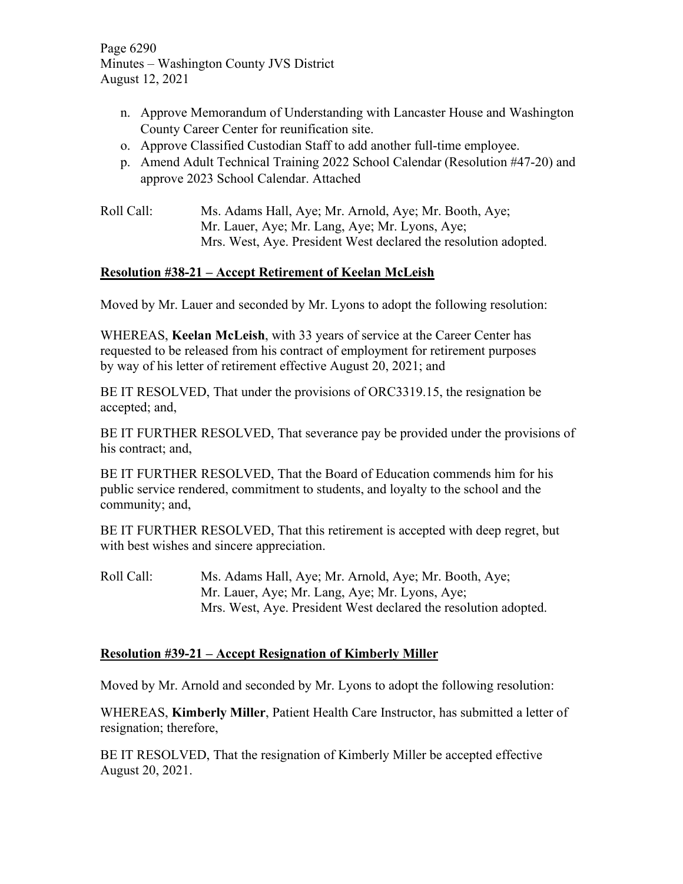n. Approve Memorandum of Understanding with Lancaster House and Washington County Career Center for reunification site.
o. Approve Classified Custodian Staff to add another full-time employee.
p. Amend Adult Technical Training 2022 School Calendar (Resolution #47-20) and approve 2023 School Calendar. Attached

Roll Call: Ms. Adams Hall, Aye; Mr. Arnold, Aye; Mr. Booth, Aye; Mr. Lauer, Aye; Mr. Lang, Aye; Mr. Lyons, Aye; Mrs. West, Aye. President West declared the resolution adopted.

**Resolution #38-21 – Accept Retirement of Keelan McLeish**

Moved by Mr. Lauer and seconded by Mr. Lyons to adopt the following resolution:

WHEREAS, **Keelan McLeish**, with 33 years of service at the Career Center has requested to be released from his contract of employment for retirement purposes by way of his letter of retirement effective August 20, 2021; and

BE IT RESOLVED, That under the provisions of ORC3319.15, the resignation be accepted; and,

BE IT FURTHER RESOLVED, That severance pay be provided under the provisions of his contract; and,

BE IT FURTHER RESOLVED, That the Board of Education commends him for his public service rendered, commitment to students, and loyalty to the school and the community; and,

BE IT FURTHER RESOLVED, That this retirement is accepted with deep regret, but with best wishes and sincere appreciation.

Roll Call: Ms. Adams Hall, Aye; Mr. Arnold, Aye; Mr. Booth, Aye; Mr. Lauer, Aye; Mr. Lang, Aye; Mr. Lyons, Aye; Mrs. West, Aye. President West declared the resolution adopted.

**Resolution #39-21 – Accept Resignation of Kimberly Miller**

Moved by Mr. Arnold and seconded by Mr. Lyons to adopt the following resolution:

WHEREAS, **Kimberly Miller**, Patient Health Care Instructor, has submitted a letter of resignation; therefore,

BE IT RESOLVED, That the resignation of Kimberly Miller be accepted effective August 20, 2021.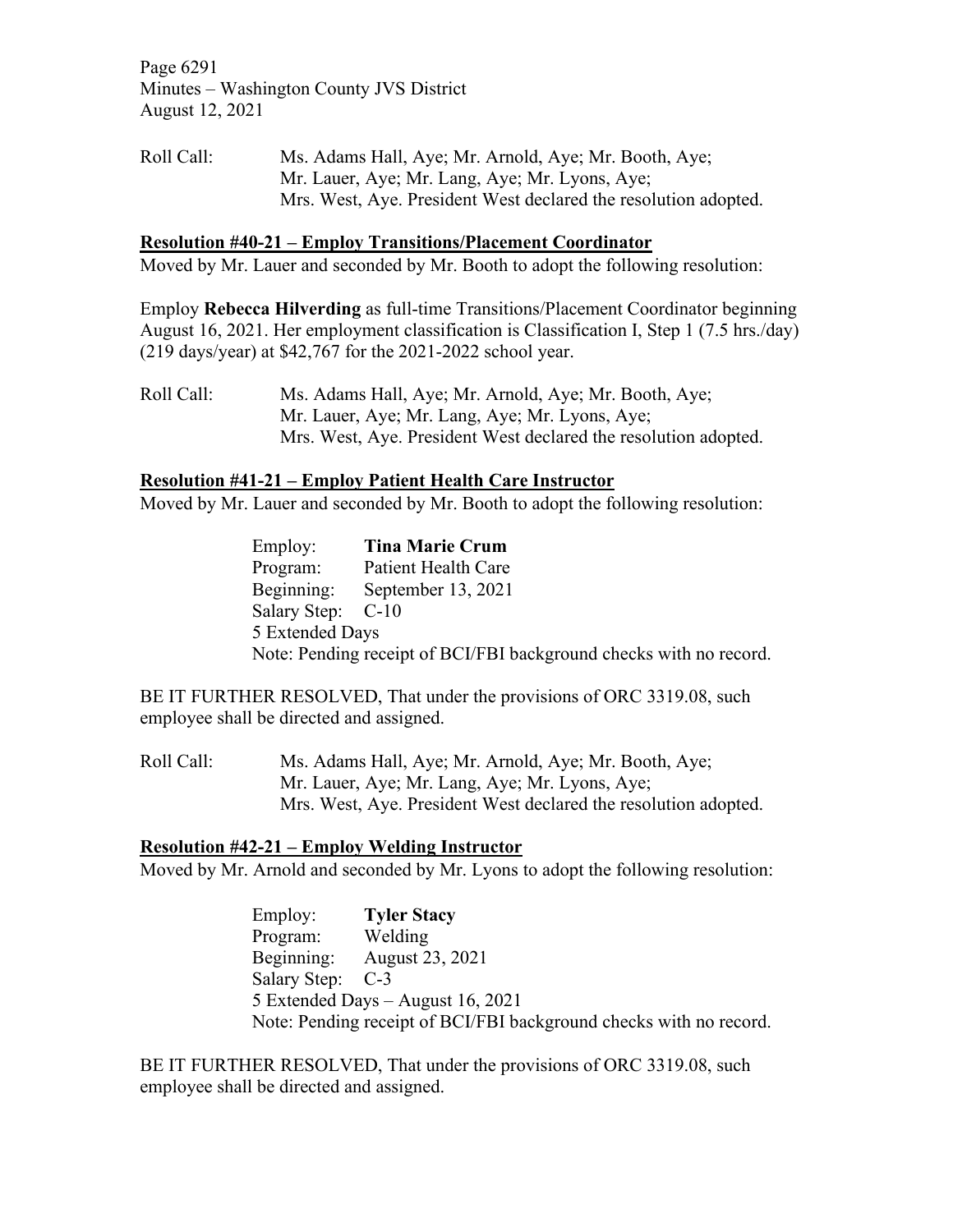Roll Call: Ms. Adams Hall, Aye; Mr. Arnold, Aye; Mr. Booth, Aye; Mr. Lauer, Aye; Mr. Lang, Aye; Mr. Lyons, Aye; Mrs. West, Aye. President West declared the resolution adopted.

**Resolution #40-21 – Employ Transitions/Placement Coordinator**

Moved by Mr. Lauer and seconded by Mr. Booth to adopt the following resolution:

Employ **Rebecca Hilverding** as full-time Transitions/Placement Coordinator beginning August 16, 2021. Her employment classification is Classification I, Step 1 (7.5 hrs./day) (219 days/year) at $42,767 for the 2021-2022 school year.

Roll Call: Ms. Adams Hall, Aye; Mr. Arnold, Aye; Mr. Booth, Aye; Mr. Lauer, Aye; Mr. Lang, Aye; Mr. Lyons, Aye; Mrs. West, Aye. President West declared the resolution adopted.

**Resolution #41-21 – Employ Patient Health Care Instructor**

Moved by Mr. Lauer and seconded by Mr. Booth to adopt the following resolution:

Employ: **Tina Marie Crum**
Program: Patient Health Care
Beginning: September 13, 2021
Salary Step: C-10
5 Extended Days
Note: Pending receipt of BCI/FBI background checks with no record.

BE IT FURTHER RESOLVED, That under the provisions of ORC 3319.08, such employee shall be directed and assigned.

Roll Call: Ms. Adams Hall, Aye; Mr. Arnold, Aye; Mr. Booth, Aye; Mr. Lauer, Aye; Mr. Lang, Aye; Mr. Lyons, Aye; Mrs. West, Aye. President West declared the resolution adopted.

**Resolution #42-21 – Employ Welding Instructor**

Moved by Mr. Arnold and seconded by Mr. Lyons to adopt the following resolution:

Employ: **Tyler Stacy**
Program: Welding
Beginning: August 23, 2021
Salary Step: C-3
5 Extended Days – August 16, 2021
Note: Pending receipt of BCI/FBI background checks with no record.

BE IT FURTHER RESOLVED, That under the provisions of ORC 3319.08, such employee shall be directed and assigned.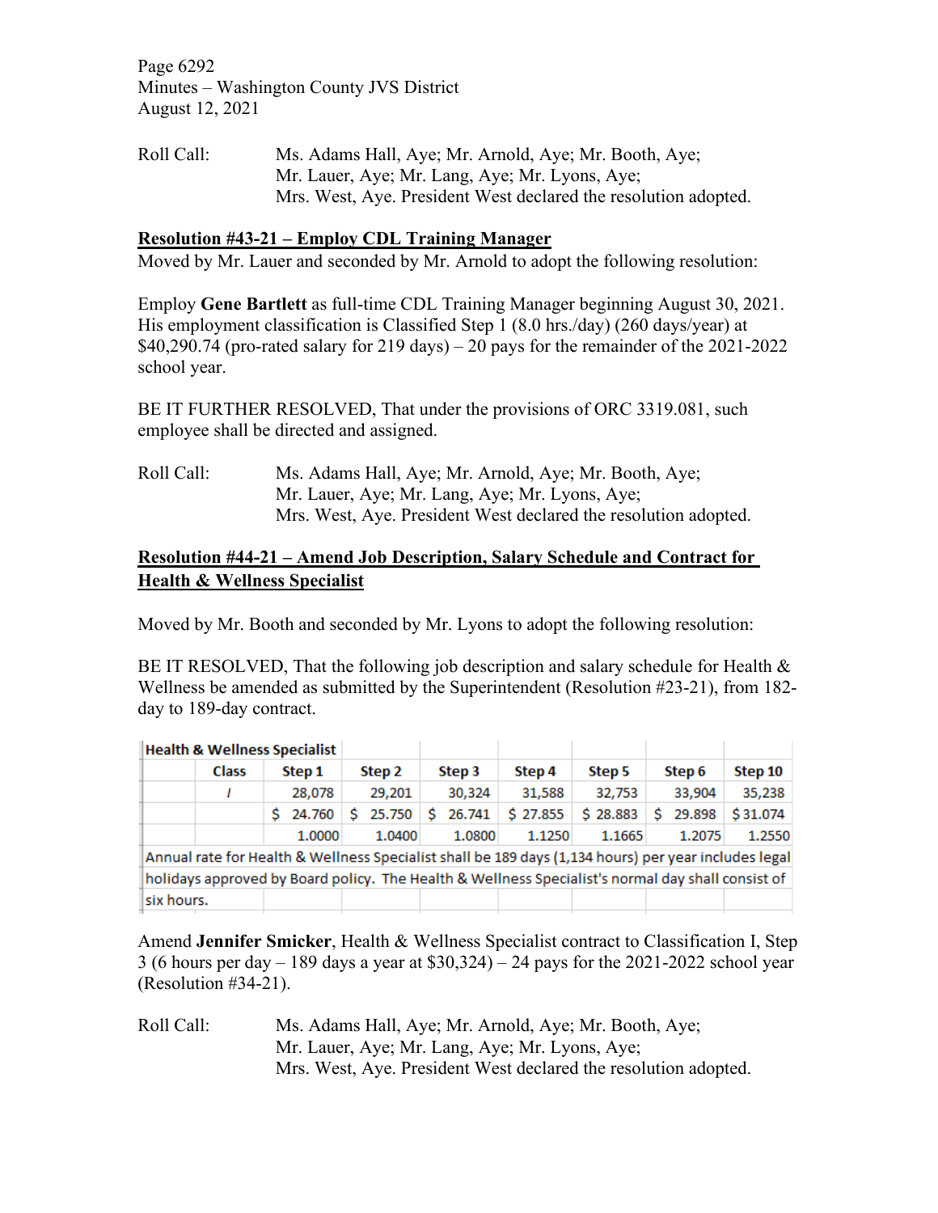Roll Call: Ms. Adams Hall, Aye; Mr. Arnold, Aye; Mr. Booth, Aye; Mr. Lauer, Aye; Mr. Lang, Aye; Mr. Lyons, Aye; Mrs. West, Aye. President West declared the resolution adopted.

**Resolution #43-21 – Employ CDL Training Manager**

Moved by Mr. Lauer and seconded by Mr. Arnold to adopt the following resolution:

Employ **Gene Bartlett** as full-time CDL Training Manager beginning August 30, 2021. His employment classification is Classified Step 1 (8.0 hrs./day) (260 days/year) at $40,290.74 (pro-rated salary for 219 days) – 20 pays for the remainder of the 2021-2022 school year.

BE IT FURTHER RESOLVED, That under the provisions of ORC 3319.081, such employee shall be directed and assigned.

Roll Call: Ms. Adams Hall, Aye; Mr. Arnold, Aye; Mr. Booth, Aye; Mr. Lauer, Aye; Mr. Lang, Aye; Mr. Lyons, Aye; Mrs. West, Aye. President West declared the resolution adopted.

**Resolution #44-21 – Amend Job Description, Salary Schedule and Contract for Health & Wellness Specialist**

Moved by Mr. Booth and seconded by Mr. Lyons to adopt the following resolution:

BE IT RESOLVED, That the following job description and salary schedule for Health & Wellness be amended as submitted by the Superintendent (Resolution #23-21), from 182-day to 189-day contract.

| Health & Wellness Specialist | | | | | | | | |
|---|---|---|---|---|---|---|---|---|
| | Class | Step 1 | Step 2 | Step 3 | Step 4 | Step 5 | Step 6 | Step 10 |
| | I | 28,078 | 29,201 | 30,324 | 31,588 | 32,753 | 33,904 | 35,238 |
| | | $ 24.760 | $ 25.750 | $ 26.741 | $ 27.855 | $ 28.883 | $ 29.898 | $ 31.074 |
| | | 1.0000 | 1.0400 | 1.0800 | 1.1250 | 1.1665 | 1.2075 | 1.2550 |
| Annual rate for Health & Wellness Specialist shall be 189 days (1,134 hours) per year includes legal holidays approved by Board policy. The Health & Wellness Specialist's normal day shall consist of six hours. | | | | | | | | |

Amend **Jennifer Smicker**, Health & Wellness Specialist contract to Classification I, Step 3 (6 hours per day – 189 days a year at $30,324) – 24 pays for the 2021-2022 school year (Resolution #34-21).

Roll Call: Ms. Adams Hall, Aye; Mr. Arnold, Aye; Mr. Booth, Aye; Mr. Lauer, Aye; Mr. Lang, Aye; Mr. Lyons, Aye; Mrs. West, Aye. President West declared the resolution adopted.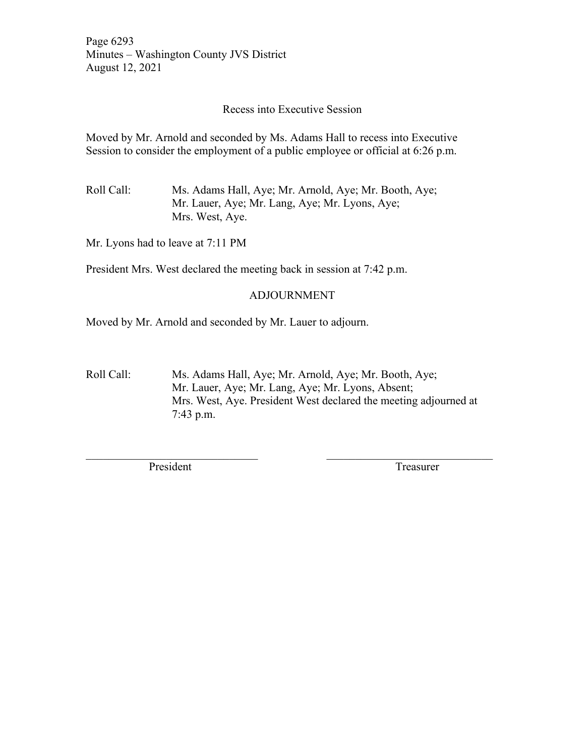## Recess into Executive Session

Moved by Mr. Arnold and seconded by Ms. Adams Hall to recess into Executive Session to consider the employment of a public employee or official at 6:26 p.m.

Roll Call: Ms. Adams Hall, Aye; Mr. Arnold, Aye; Mr. Booth, Aye; Mr. Lauer, Aye; Mr. Lang, Aye; Mr. Lyons, Aye; Mrs. West, Aye.

Mr. Lyons had to leave at 7:11 PM

President Mrs. West declared the meeting back in session at 7:42 p.m.

## ADJOURNMENT

Moved by Mr. Arnold and seconded by Mr. Lauer to adjourn.

Roll Call: Ms. Adams Hall, Aye; Mr. Arnold, Aye; Mr. Booth, Aye; Mr. Lauer, Aye; Mr. Lang, Aye; Mr. Lyons, Absent; Mrs. West, Aye. President West declared the meeting adjourned at 7:43 p.m.

_______________________________ President

_______________________________ Treasurer